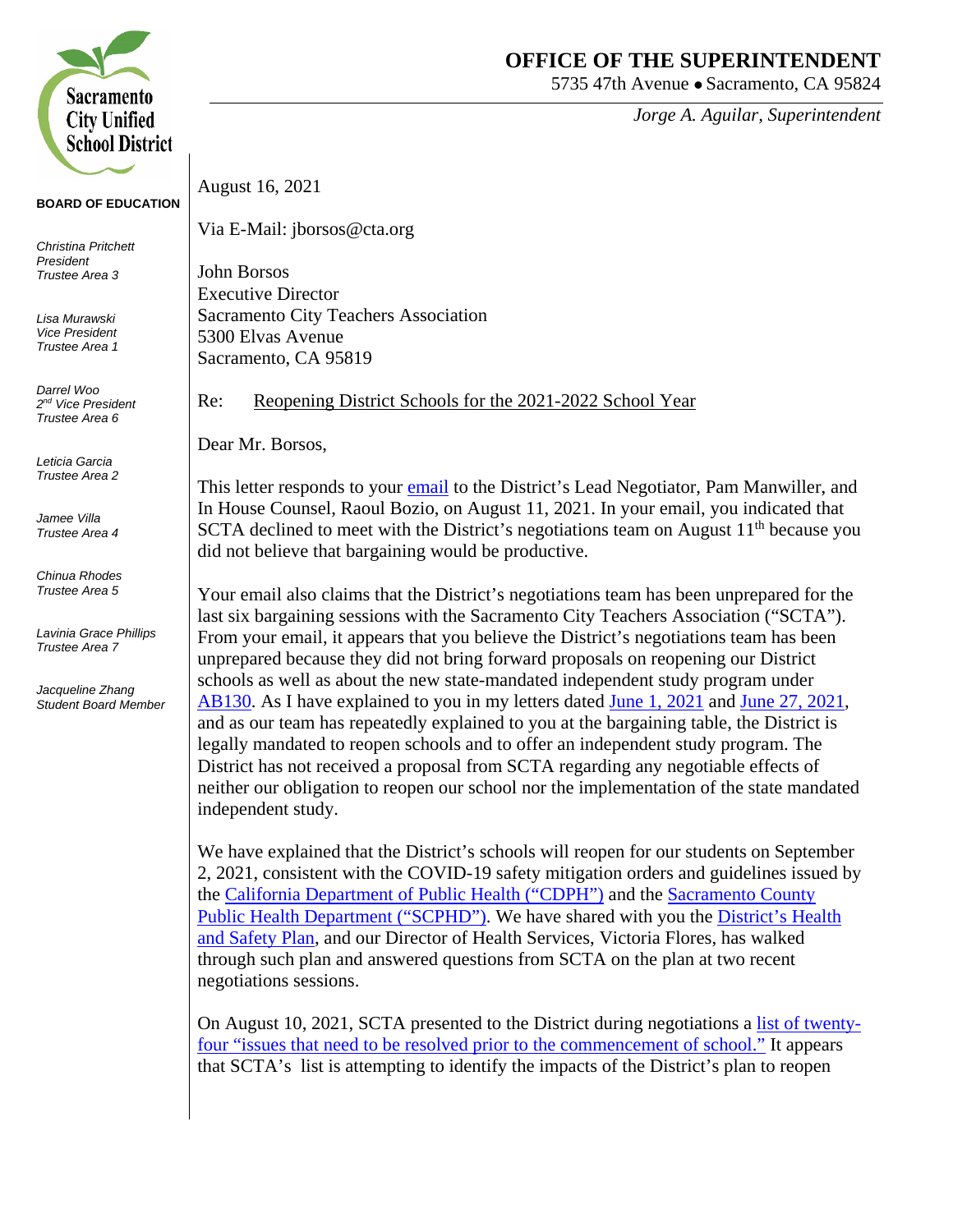**Sacramento City Unified School District**

# OFFICE OF THE SUPERINTENDENT

5735 47th Avenue • Sacramento, CA 95824

*Jorge A. Aguilar, Superintendent*

**BOARD OF EDUCATION**

*Christina Pritchett*
*President*
*Trustee Area 3*

*Lisa Murawski*
*Vice President*
*Trustee Area 1*

*Darrel Woo*
*2nd Vice President*
*Trustee Area 6*

*Leticia Garcia*
*Trustee Area 2*

*Jamee Villa*
*Trustee Area 4*

*Chinua Rhodes*
*Trustee Area 5*

*Lavinia Grace Phillips*
*Trustee Area 7*

*Jacqueline Zhang*
*Student Board Member*

August 16, 2021

Via E-Mail: jborsos@cta.org

John Borsos
Executive Director
Sacramento City Teachers Association
5300 Elvas Avenue
Sacramento, CA 95819

Re: Reopening District Schools for the 2021-2022 School Year

Dear Mr. Borsos,

This letter responds to your email to the District's Lead Negotiator, Pam Manwiller, and In House Counsel, Raoul Bozio, on August 11, 2021. In your email, you indicated that SCTA declined to meet with the District's negotiations team on August 11th because you did not believe that bargaining would be productive.

Your email also claims that the District's negotiations team has been unprepared for the last six bargaining sessions with the Sacramento City Teachers Association ("SCTA"). From your email, it appears that you believe the District's negotiations team has been unprepared because they did not bring forward proposals on reopening our District schools as well as about the new state-mandated independent study program under AB130. As I have explained to you in my letters dated June 1, 2021 and June 27, 2021, and as our team has repeatedly explained to you at the bargaining table, the District is legally mandated to reopen schools and to offer an independent study program. The District has not received a proposal from SCTA regarding any negotiable effects of neither our obligation to reopen our school nor the implementation of the state mandated independent study.

We have explained that the District's schools will reopen for our students on September 2, 2021, consistent with the COVID-19 safety mitigation orders and guidelines issued by the California Department of Public Health ("CDPH") and the Sacramento County Public Health Department ("SCPHD"). We have shared with you the District's Health and Safety Plan, and our Director of Health Services, Victoria Flores, has walked through such plan and answered questions from SCTA on the plan at two recent negotiations sessions.

On August 10, 2021, SCTA presented to the District during negotiations a list of twenty-four "issues that need to be resolved prior to the commencement of school." It appears that SCTA's list is attempting to identify the impacts of the District's plan to reopen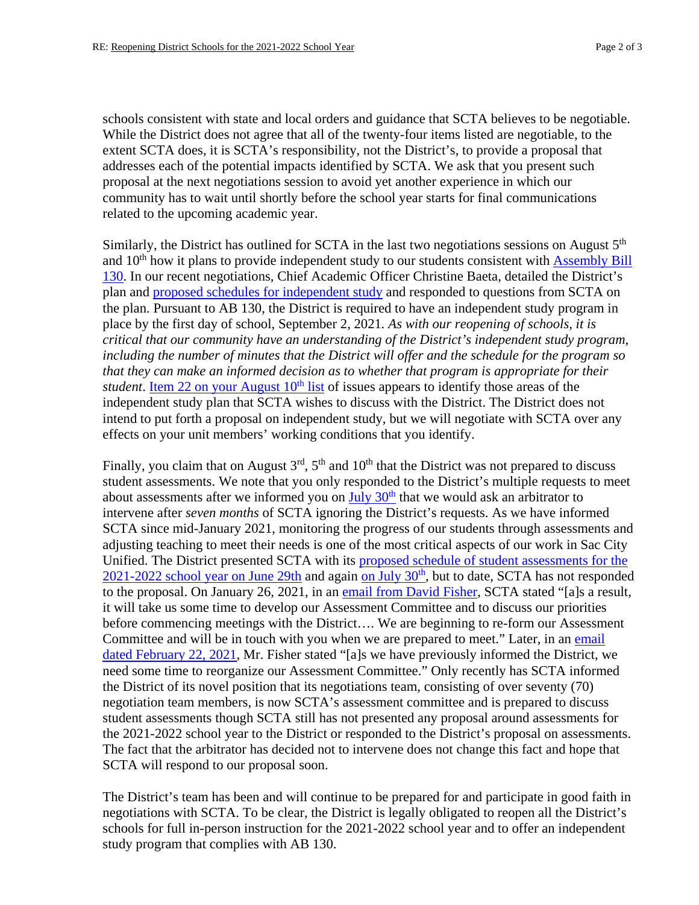schools consistent with state and local orders and guidance that SCTA believes to be negotiable. While the District does not agree that all of the twenty-four items listed are negotiable, to the extent SCTA does, it is SCTA's responsibility, not the District's, to provide a proposal that addresses each of the potential impacts identified by SCTA. We ask that you present such proposal at the next negotiations session to avoid yet another experience in which our community has to wait until shortly before the school year starts for final communications related to the upcoming academic year.

Similarly, the District has outlined for SCTA in the last two negotiations sessions on August 5th and 10th how it plans to provide independent study to our students consistent with Assembly Bill 130. In our recent negotiations, Chief Academic Officer Christine Baeta, detailed the District's plan and proposed schedules for independent study and responded to questions from SCTA on the plan. Pursuant to AB 130, the District is required to have an independent study program in place by the first day of school, September 2, 2021. *As with our reopening of schools, it is critical that our community have an understanding of the District's independent study program, including the number of minutes that the District will offer and the schedule for the program so that they can make an informed decision as to whether that program is appropriate for their student*. Item 22 on your August 10th list of issues appears to identify those areas of the independent study plan that SCTA wishes to discuss with the District. The District does not intend to put forth a proposal on independent study, but we will negotiate with SCTA over any effects on your unit members' working conditions that you identify.

Finally, you claim that on August 3rd, 5th and 10th that the District was not prepared to discuss student assessments. We note that you only responded to the District's multiple requests to meet about assessments after we informed you on July 30th that we would ask an arbitrator to intervene after *seven months* of SCTA ignoring the District's requests. As we have informed SCTA since mid-January 2021, monitoring the progress of our students through assessments and adjusting teaching to meet their needs is one of the most critical aspects of our work in Sac City Unified. The District presented SCTA with its proposed schedule of student assessments for the 2021-2022 school year on June 29th and again on July 30th, but to date, SCTA has not responded to the proposal. On January 26, 2021, in an email from David Fisher, SCTA stated "[a]s a result, it will take us some time to develop our Assessment Committee and to discuss our priorities before commencing meetings with the District…. We are beginning to re-form our Assessment Committee and will be in touch with you when we are prepared to meet." Later, in an email dated February 22, 2021, Mr. Fisher stated "[a]s we have previously informed the District, we need some time to reorganize our Assessment Committee." Only recently has SCTA informed the District of its novel position that its negotiations team, consisting of over seventy (70) negotiation team members, is now SCTA's assessment committee and is prepared to discuss student assessments though SCTA still has not presented any proposal around assessments for the 2021-2022 school year to the District or responded to the District's proposal on assessments. The fact that the arbitrator has decided not to intervene does not change this fact and hope that SCTA will respond to our proposal soon.

The District's team has been and will continue to be prepared for and participate in good faith in negotiations with SCTA. To be clear, the District is legally obligated to reopen all the District's schools for full in-person instruction for the 2021-2022 school year and to offer an independent study program that complies with AB 130.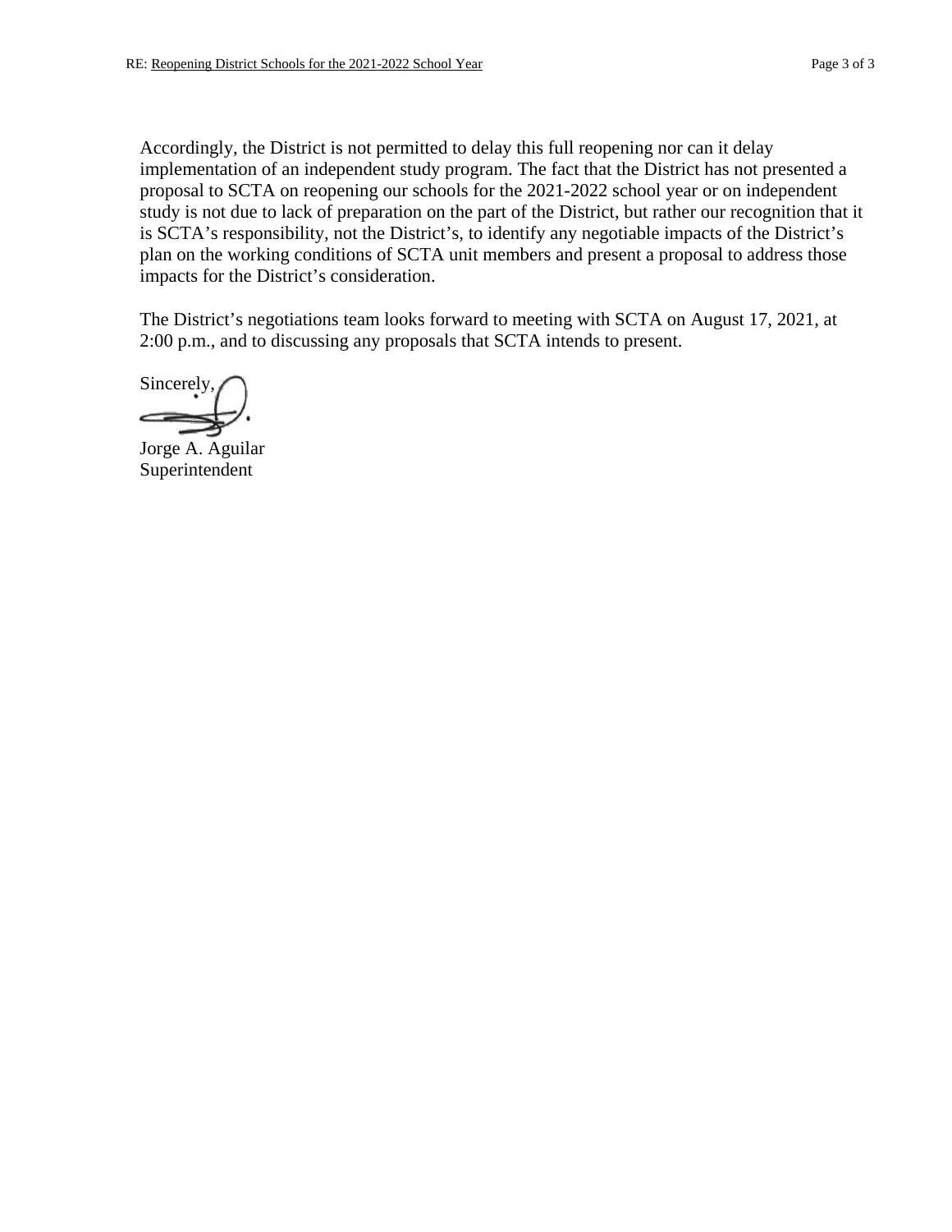Accordingly, the District is not permitted to delay this full reopening nor can it delay implementation of an independent study program. The fact that the District has not presented a proposal to SCTA on reopening our schools for the 2021-2022 school year or on independent study is not due to lack of preparation on the part of the District, but rather our recognition that it is SCTA's responsibility, not the District's, to identify any negotiable impacts of the District's plan on the working conditions of SCTA unit members and present a proposal to address those impacts for the District's consideration.

The District's negotiations team looks forward to meeting with SCTA on August 17, 2021, at 2:00 p.m., and to discussing any proposals that SCTA intends to present.

Sincerely,

Jorge A. Aguilar
Superintendent